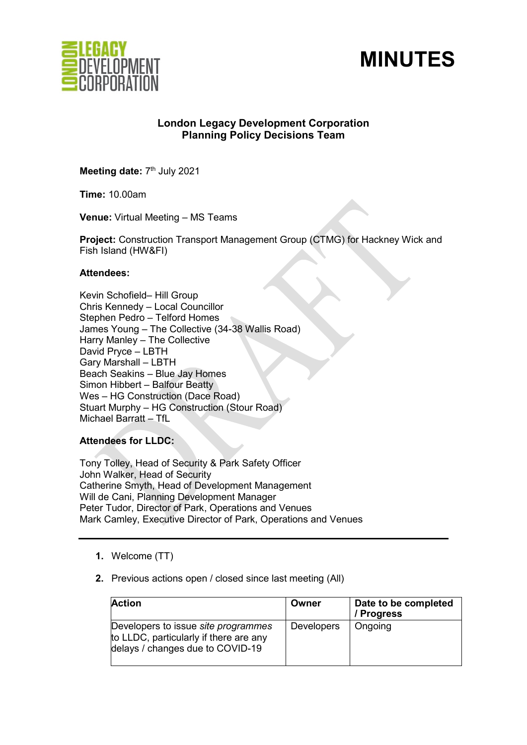# MINUTES

**London Legacy Development Corporation**
**Planning Policy Decisions Team**

**Meeting date:** 7th July 2021

**Time:** 10.00am

**Venue:** Virtual Meeting – MS Teams

**Project:** Construction Transport Management Group (CTMG) for Hackney Wick and Fish Island (HW&FI)

**Attendees:**

Kevin Schofield– Hill Group
Chris Kennedy – Local Councillor
Stephen Pedro – Telford Homes
James Young – The Collective (34-38 Wallis Road)
Harry Manley – The Collective
David Pryce – LBTH
Gary Marshall – LBTH
Beach Seakins – Blue Jay Homes
Simon Hibbert – Balfour Beatty
Wes – HG Construction (Dace Road)
Stuart Murphy – HG Construction (Stour Road)
Michael Barratt – TfL

**Attendees for LLDC:**

Tony Tolley, Head of Security & Park Safety Officer
John Walker, Head of Security
Catherine Smyth, Head of Development Management
Will de Cani, Planning Development Manager
Peter Tudor, Director of Park, Operations and Venues
Mark Camley, Executive Director of Park, Operations and Venues

---

1. Welcome (TT)
2. Previous actions open / closed since last meeting (All)

| Action | Owner | Date to be completed / Progress |
|---|---|---|
| Developers to issue *site programmes* to LLDC, particularly if there are any delays / changes due to COVID-19 | Developers | Ongoing |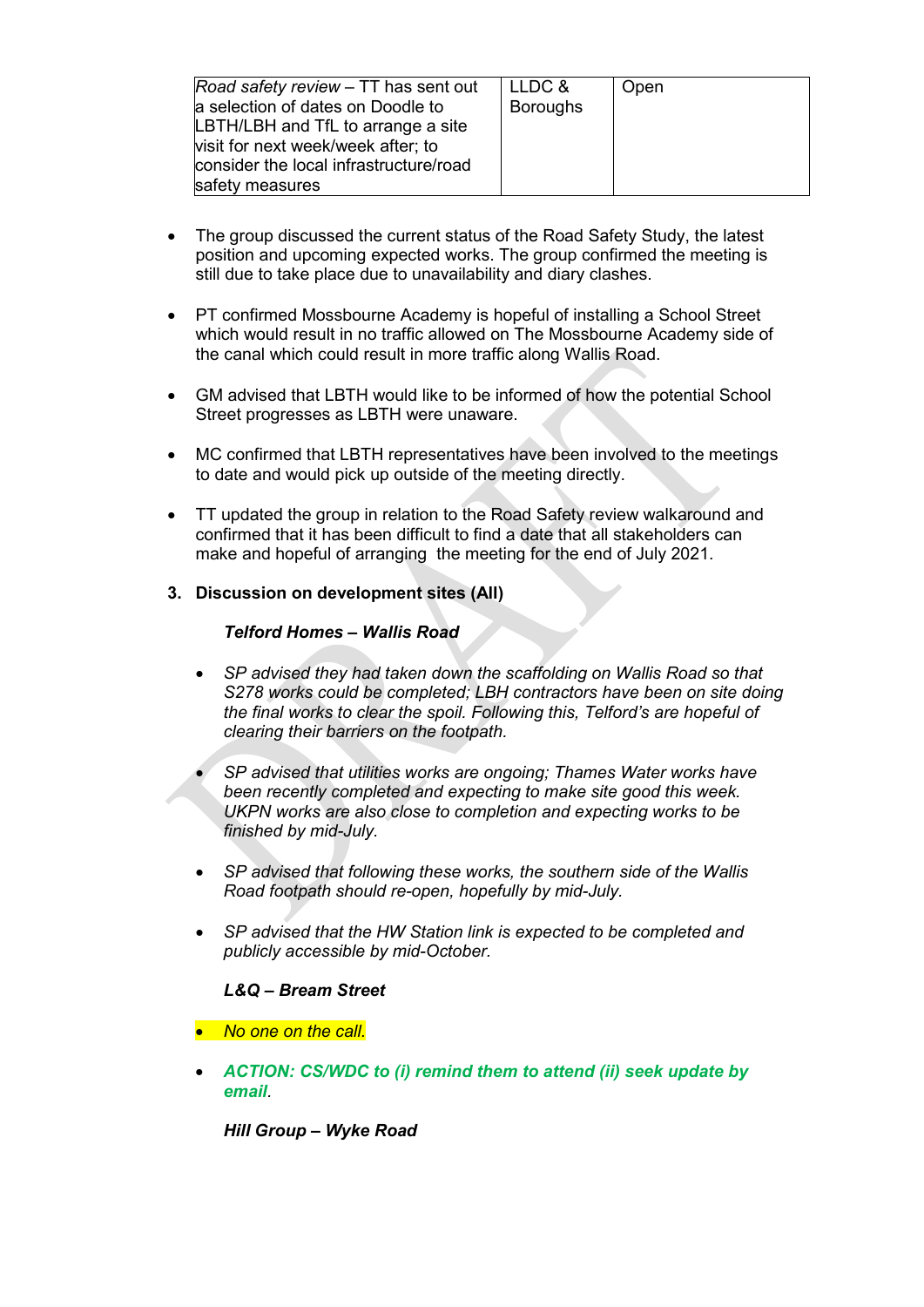| *Road safety review* – TT has sent out a selection of dates on Doodle to LBTH/LBH and TfL to arrange a site visit for next week/week after; to consider the local infrastructure/road safety measures | LLDC & Boroughs | Open |
|---|---|---|

- The group discussed the current status of the Road Safety Study, the latest position and upcoming expected works. The group confirmed the meeting is still due to take place due to unavailability and diary clashes.

- PT confirmed Mossbourne Academy is hopeful of installing a School Street which would result in no traffic allowed on The Mossbourne Academy side of the canal which could result in more traffic along Wallis Road.

- GM advised that LBTH would like to be informed of how the potential School Street progresses as LBTH were unaware.

- MC confirmed that LBTH representatives have been involved to the meetings to date and would pick up outside of the meeting directly.

- TT updated the group in relation to the Road Safety review walkaround and confirmed that it has been difficult to find a date that all stakeholders can make and hopeful of arranging the meeting for the end of July 2021.

**3. Discussion on development sites (All)**

***Telford Homes – Wallis Road***

- *SP advised they had taken down the scaffolding on Wallis Road so that S278 works could be completed; LBH contractors have been on site doing the final works to clear the spoil. Following this, Telford's are hopeful of clearing their barriers on the footpath.*

- *SP advised that utilities works are ongoing; Thames Water works have been recently completed and expecting to make site good this week. UKPN works are also close to completion and expecting works to be finished by mid-July.*

- *SP advised that following these works, the southern side of the Wallis Road footpath should re-open, hopefully by mid-July.*

- *SP advised that the HW Station link is expected to be completed and publicly accessible by mid-October.*

***L&Q – Bream Street***

- *No one on the call.*

- ***ACTION: CS/WDC to (i) remind them to attend (ii) seek update by email***.

***Hill Group – Wyke Road***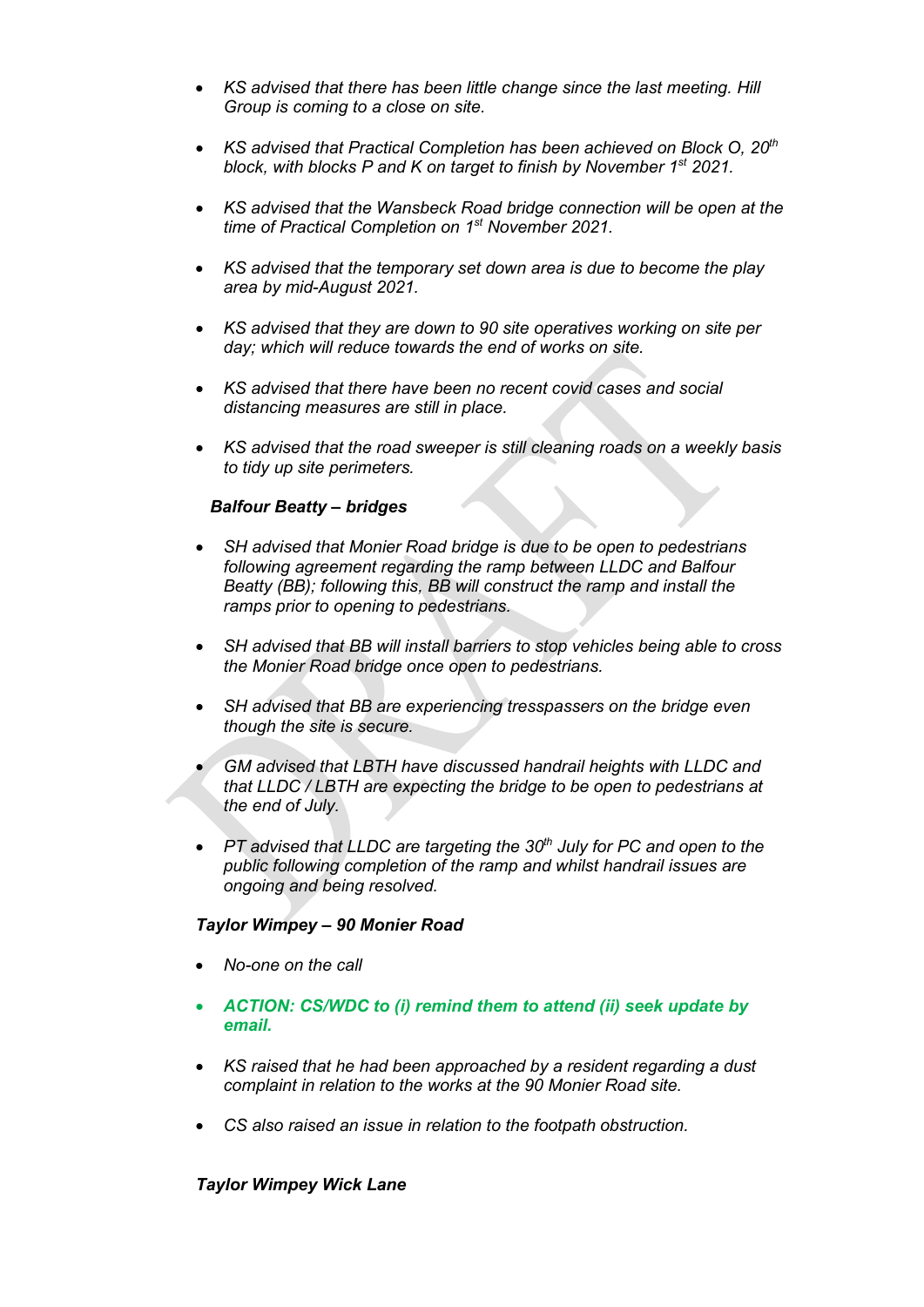- *KS advised that there has been little change since the last meeting. Hill Group is coming to a close on site.*

- *KS advised that Practical Completion has been achieved on Block O, 20th block, with blocks P and K on target to finish by November 1st 2021.*

- *KS advised that the Wansbeck Road bridge connection will be open at the time of Practical Completion on 1st November 2021.*

- *KS advised that the temporary set down area is due to become the play area by mid-August 2021.*

- *KS advised that they are down to 90 site operatives working on site per day; which will reduce towards the end of works on site.*

- *KS advised that there have been no recent covid cases and social distancing measures are still in place.*

- *KS advised that the road sweeper is still cleaning roads on a weekly basis to tidy up site perimeters.*

***Balfour Beatty – bridges***

- *SH advised that Monier Road bridge is due to be open to pedestrians following agreement regarding the ramp between LLDC and Balfour Beatty (BB); following this, BB will construct the ramp and install the ramps prior to opening to pedestrians.*

- *SH advised that BB will install barriers to stop vehicles being able to cross the Monier Road bridge once open to pedestrians.*

- *SH advised that BB are experiencing tresspassers on the bridge even though the site is secure.*

- *GM advised that LBTH have discussed handrail heights with LLDC and that LLDC / LBTH are expecting the bridge to be open to pedestrians at the end of July.*

- *PT advised that LLDC are targeting the 30th July for PC and open to the public following completion of the ramp and whilst handrail issues are ongoing and being resolved.*

***Taylor Wimpey – 90 Monier Road***

- *No-one on the call*

- ***ACTION: CS/WDC to (i) remind them to attend (ii) seek update by email.***

- *KS raised that he had been approached by a resident regarding a dust complaint in relation to the works at the 90 Monier Road site.*

- *CS also raised an issue in relation to the footpath obstruction.*

***Taylor Wimpey Wick Lane***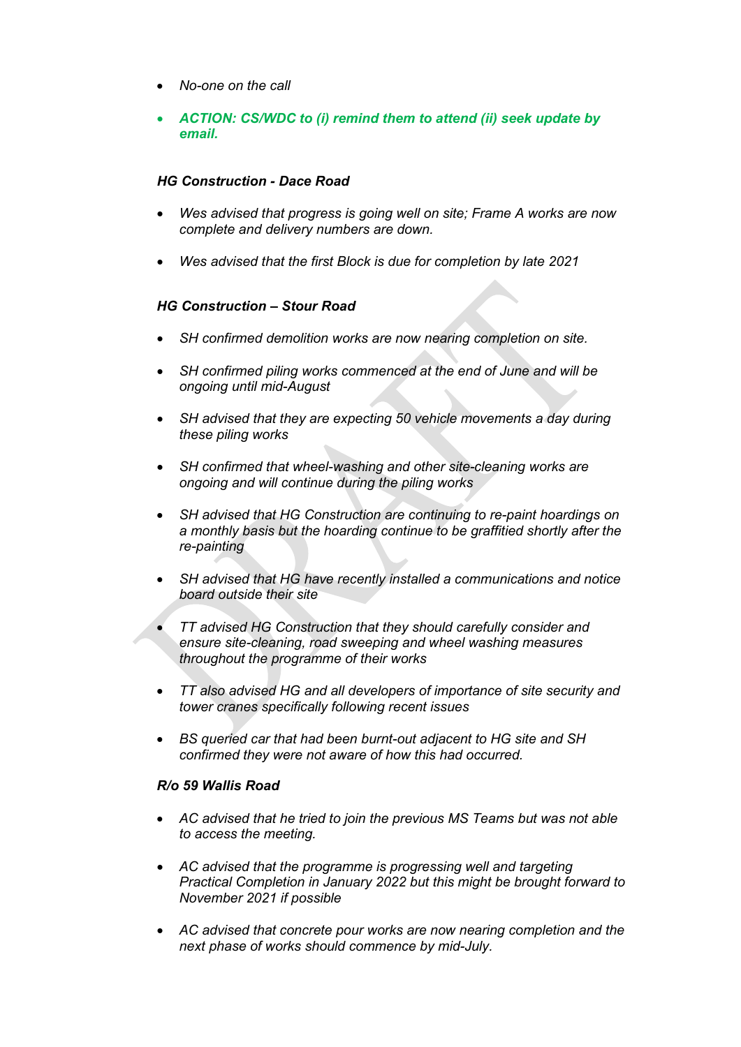- *No-one on the call*

- ***ACTION: CS/WDC to (i) remind them to attend (ii) seek update by email.***

***HG Construction - Dace Road***

- *Wes advised that progress is going well on site; Frame A works are now complete and delivery numbers are down.*

- *Wes advised that the first Block is due for completion by late 2021*

***HG Construction – Stour Road***

- *SH confirmed demolition works are now nearing completion on site.*

- *SH confirmed piling works commenced at the end of June and will be ongoing until mid-August*

- *SH advised that they are expecting 50 vehicle movements a day during these piling works*

- *SH confirmed that wheel-washing and other site-cleaning works are ongoing and will continue during the piling works*

- *SH advised that HG Construction are continuing to re-paint hoardings on a monthly basis but the hoarding continue to be graffitied shortly after the re-painting*

- *SH advised that HG have recently installed a communications and notice board outside their site*

- *TT advised HG Construction that they should carefully consider and ensure site-cleaning, road sweeping and wheel washing measures throughout the programme of their works*

- *TT also advised HG and all developers of importance of site security and tower cranes specifically following recent issues*

- *BS queried car that had been burnt-out adjacent to HG site and SH confirmed they were not aware of how this had occurred.*

***R/o 59 Wallis Road***

- *AC advised that he tried to join the previous MS Teams but was not able to access the meeting.*

- *AC advised that the programme is progressing well and targeting Practical Completion in January 2022 but this might be brought forward to November 2021 if possible*

- *AC advised that concrete pour works are now nearing completion and the next phase of works should commence by mid-July.*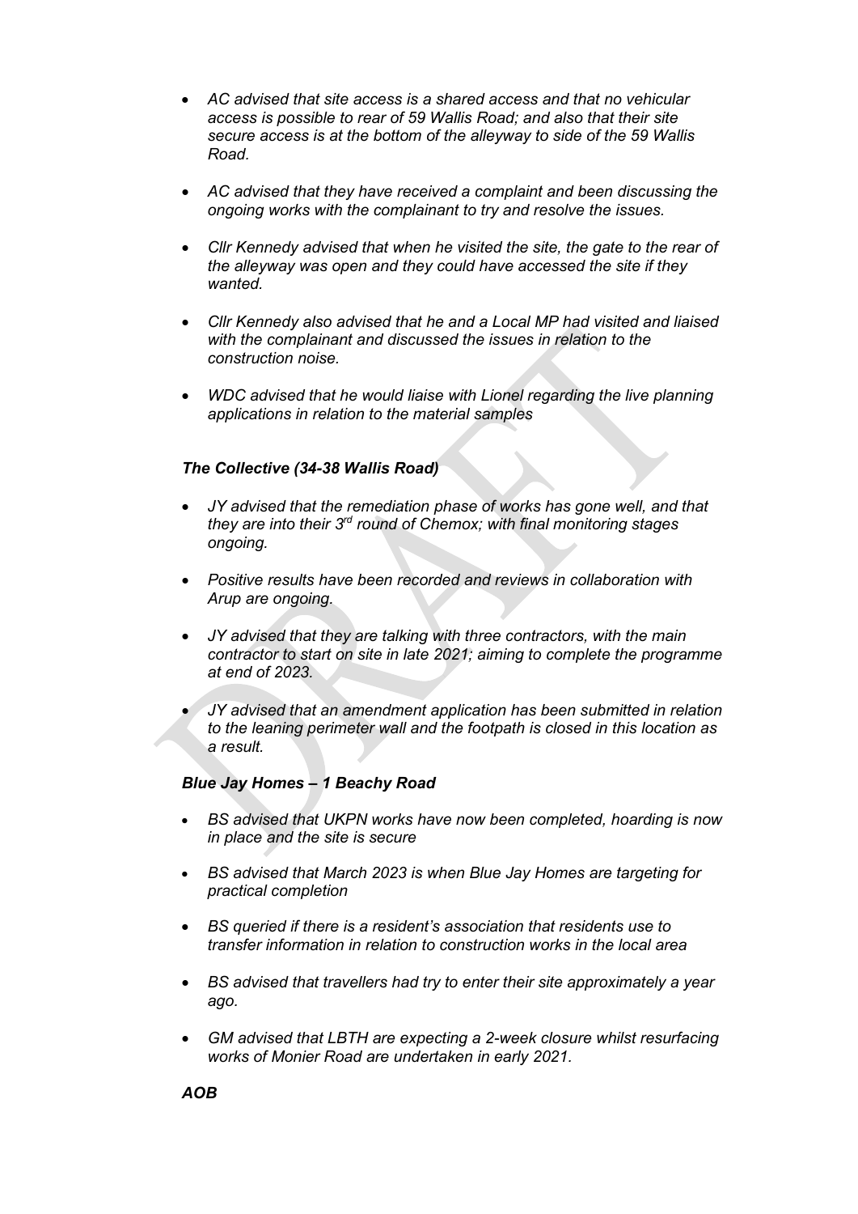- *AC advised that site access is a shared access and that no vehicular access is possible to rear of 59 Wallis Road; and also that their site secure access is at the bottom of the alleyway to side of the 59 Wallis Road.*

- *AC advised that they have received a complaint and been discussing the ongoing works with the complainant to try and resolve the issues.*

- *Cllr Kennedy advised that when he visited the site, the gate to the rear of the alleyway was open and they could have accessed the site if they wanted.*

- *Cllr Kennedy also advised that he and a Local MP had visited and liaised with the complainant and discussed the issues in relation to the construction noise.*

- *WDC advised that he would liaise with Lionel regarding the live planning applications in relation to the material samples*

***The Collective (34-38 Wallis Road)***

- *JY advised that the remediation phase of works has gone well, and that they are into their 3rd round of Chemox; with final monitoring stages ongoing.*

- *Positive results have been recorded and reviews in collaboration with Arup are ongoing.*

- *JY advised that they are talking with three contractors, with the main contractor to start on site in late 2021; aiming to complete the programme at end of 2023.*

- *JY advised that an amendment application has been submitted in relation to the leaning perimeter wall and the footpath is closed in this location as a result.*

***Blue Jay Homes – 1 Beachy Road***

- *BS advised that UKPN works have now been completed, hoarding is now in place and the site is secure*

- *BS advised that March 2023 is when Blue Jay Homes are targeting for practical completion*

- *BS queried if there is a resident's association that residents use to transfer information in relation to construction works in the local area*

- *BS advised that travellers had try to enter their site approximately a year ago.*

- *GM advised that LBTH are expecting a 2-week closure whilst resurfacing works of Monier Road are undertaken in early 2021.*

***AOB***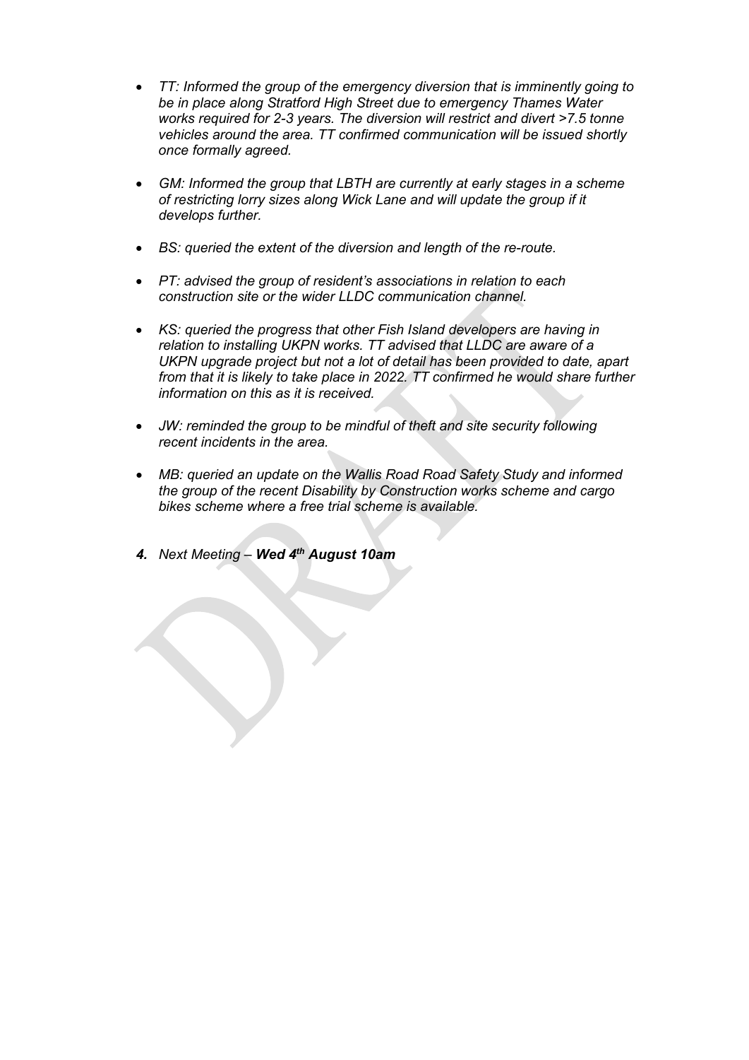- *TT: Informed the group of the emergency diversion that is imminently going to be in place along Stratford High Street due to emergency Thames Water works required for 2-3 years. The diversion will restrict and divert >7.5 tonne vehicles around the area. TT confirmed communication will be issued shortly once formally agreed.*

- *GM: Informed the group that LBTH are currently at early stages in a scheme of restricting lorry sizes along Wick Lane and will update the group if it develops further.*

- *BS: queried the extent of the diversion and length of the re-route.*

- *PT: advised the group of resident's associations in relation to each construction site or the wider LLDC communication channel.*

- *KS: queried the progress that other Fish Island developers are having in relation to installing UKPN works. TT advised that LLDC are aware of a UKPN upgrade project but not a lot of detail has been provided to date, apart from that it is likely to take place in 2022. TT confirmed he would share further information on this as it is received.*

- *JW: reminded the group to be mindful of theft and site security following recent incidents in the area.*

- *MB: queried an update on the Wallis Road Road Safety Study and informed the group of the recent Disability by Construction works scheme and cargo bikes scheme where a free trial scheme is available.*

***4.*** *Next Meeting –* ***Wed 4th August 10am***